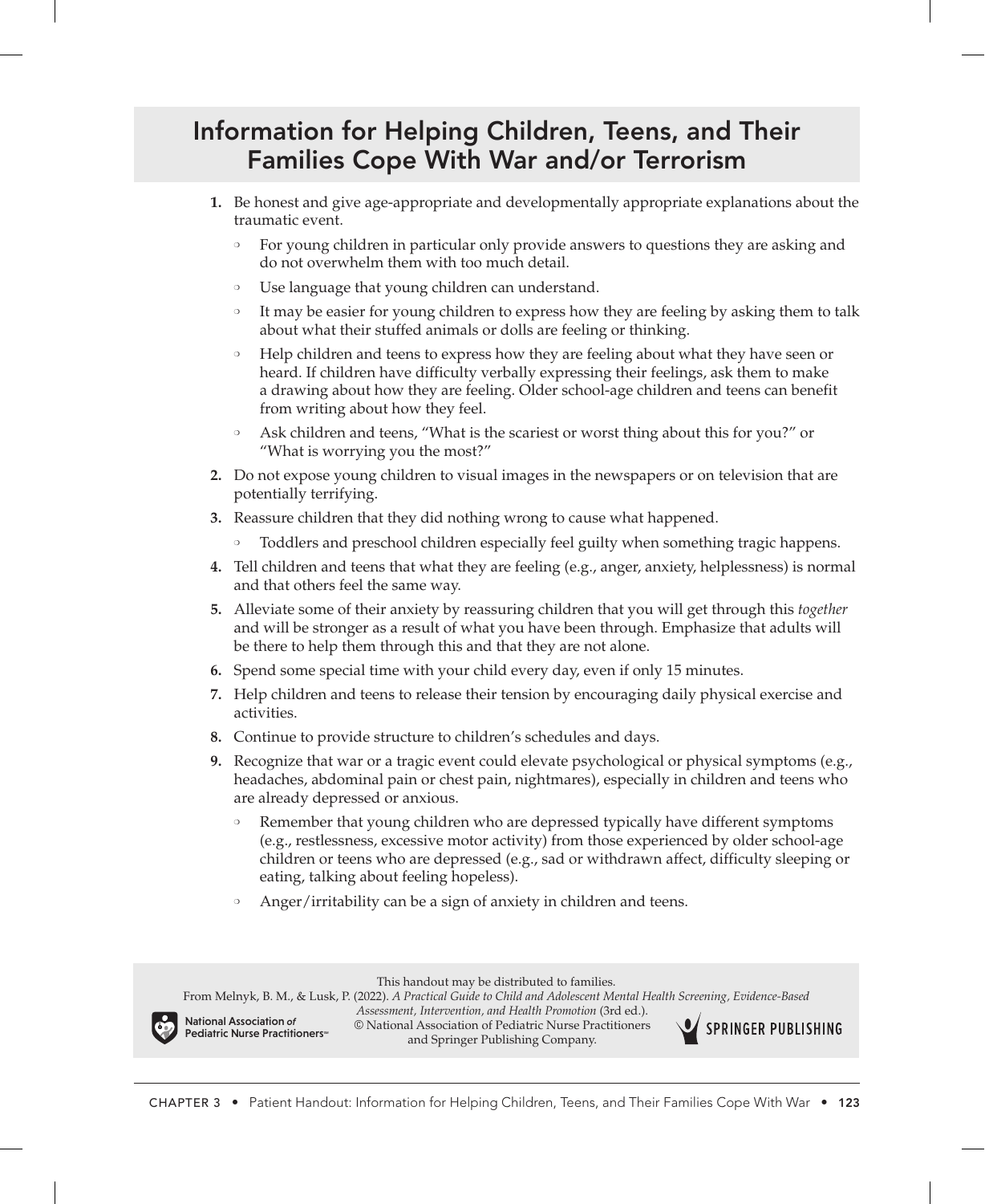# Information for Helping Children, Teens, and Their Families Cope With War and/or Terrorism

1. Be honest and give age-appropriate and developmentally appropriate explanations about the traumatic event.
   - For young children in particular only provide answers to questions they are asking and do not overwhelm them with too much detail.
   - Use language that young children can understand.
   - It may be easier for young children to express how they are feeling by asking them to talk about what their stuffed animals or dolls are feeling or thinking.
   - Help children and teens to express how they are feeling about what they have seen or heard. If children have difficulty verbally expressing their feelings, ask them to make a drawing about how they are feeling. Older school-age children and teens can benefit from writing about how they feel.
   - Ask children and teens, "What is the scariest or worst thing about this for you?" or "What is worrying you the most?"
2. Do not expose young children to visual images in the newspapers or on television that are potentially terrifying.
3. Reassure children that they did nothing wrong to cause what happened.
   - Toddlers and preschool children especially feel guilty when something tragic happens.
4. Tell children and teens that what they are feeling (e.g., anger, anxiety, helplessness) is normal and that others feel the same way.
5. Alleviate some of their anxiety by reassuring children that you will get through this *together* and will be stronger as a result of what you have been through. Emphasize that adults will be there to help them through this and that they are not alone.
6. Spend some special time with your child every day, even if only 15 minutes.
7. Help children and teens to release their tension by encouraging daily physical exercise and activities.
8. Continue to provide structure to children's schedules and days.
9. Recognize that war or a tragic event could elevate psychological or physical symptoms (e.g., headaches, abdominal pain or chest pain, nightmares), especially in children and teens who are already depressed or anxious.
   - Remember that young children who are depressed typically have different symptoms (e.g., restlessness, excessive motor activity) from those experienced by older school-age children or teens who are depressed (e.g., sad or withdrawn affect, difficulty sleeping or eating, talking about feeling hopeless).
   - Anger/irritability can be a sign of anxiety in children and teens.

This handout may be distributed to families.
From Melnyk, B. M., & Lusk, P. (2022). *A Practical Guide to Child and Adolescent Mental Health Screening, Evidence-Based Assessment, Intervention, and Health Promotion* (3rd ed.).
© National Association of Pediatric Nurse Practitioners and Springer Publishing Company.

National Association *of* Pediatric Nurse Practitioners

SPRINGER PUBLISHING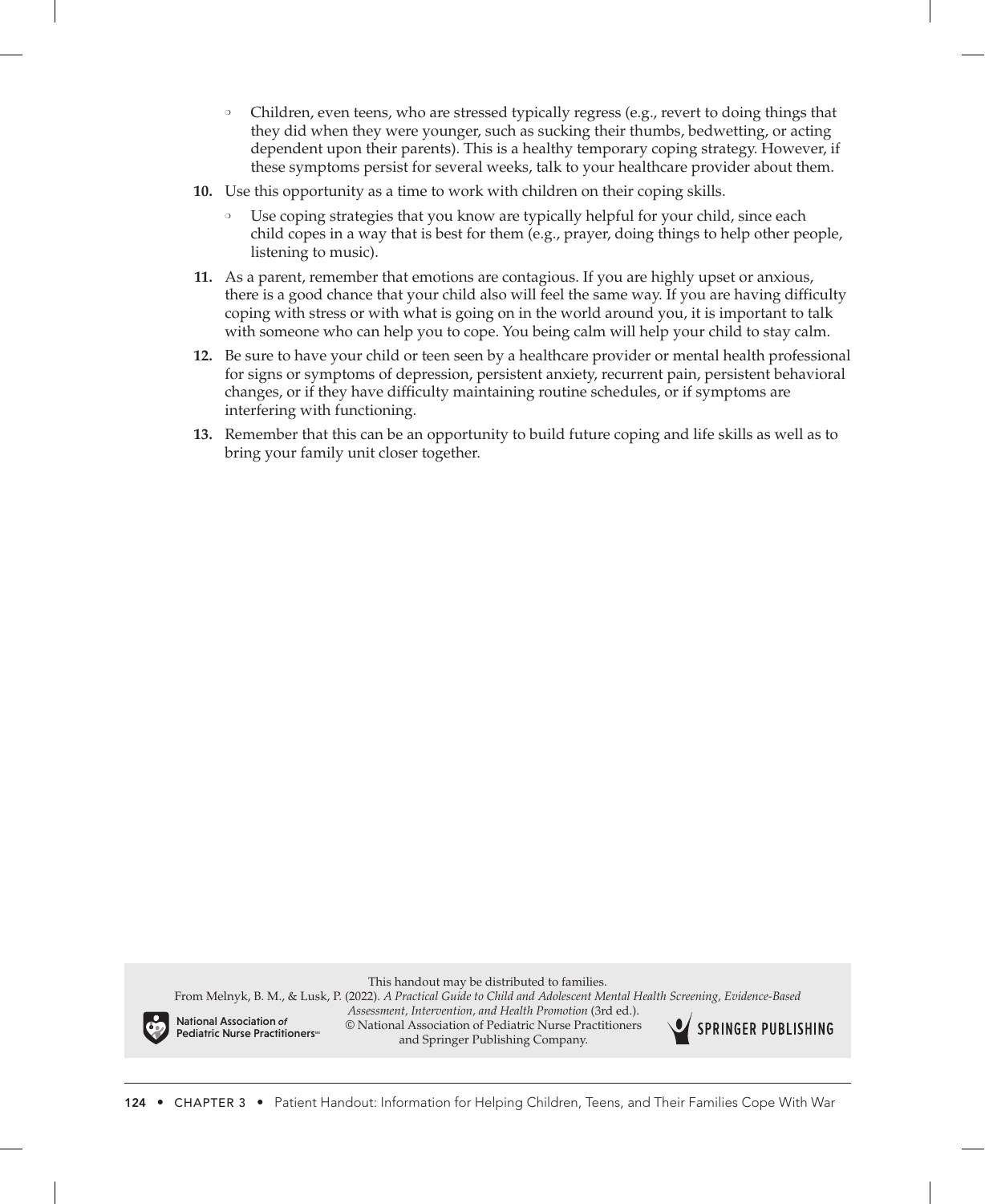- Children, even teens, who are stressed typically regress (e.g., revert to doing things that they did when they were younger, such as sucking their thumbs, bedwetting, or acting dependent upon their parents). This is a healthy temporary coping strategy. However, if these symptoms persist for several weeks, talk to your healthcare provider about them.

10. Use this opportunity as a time to work with children on their coping skills.
    - Use coping strategies that you know are typically helpful for your child, since each child copes in a way that is best for them (e.g., prayer, doing things to help other people, listening to music).
11. As a parent, remember that emotions are contagious. If you are highly upset or anxious, there is a good chance that your child also will feel the same way. If you are having difficulty coping with stress or with what is going on in the world around you, it is important to talk with someone who can help you to cope. You being calm will help your child to stay calm.
12. Be sure to have your child or teen seen by a healthcare provider or mental health professional for signs or symptoms of depression, persistent anxiety, recurrent pain, persistent behavioral changes, or if they have difficulty maintaining routine schedules, or if symptoms are interfering with functioning.
13. Remember that this can be an opportunity to build future coping and life skills as well as to bring your family unit closer together.

This handout may be distributed to families.
From Melnyk, B. M., & Lusk, P. (2022). *A Practical Guide to Child and Adolescent Mental Health Screening, Evidence-Based Assessment, Intervention, and Health Promotion* (3rd ed.).
© National Association of Pediatric Nurse Practitioners and Springer Publishing Company.

National Association of Pediatric Nurse Practitioners

SPRINGER PUBLISHING